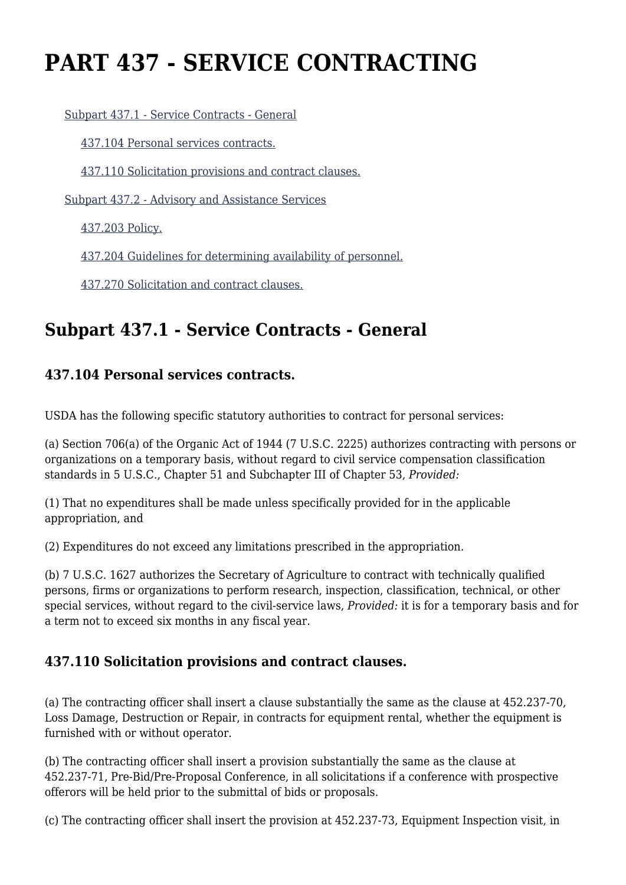# PART 437 - SERVICE CONTRACTING

- Subpart 437.1 - Service Contracts - General
  - 437.104 Personal services contracts.
  - 437.110 Solicitation provisions and contract clauses.
- Subpart 437.2 - Advisory and Assistance Services
  - 437.203 Policy.
  - 437.204 Guidelines for determining availability of personnel.
  - 437.270 Solicitation and contract clauses.

## Subpart 437.1 - Service Contracts - General

### 437.104 Personal services contracts.

USDA has the following specific statutory authorities to contract for personal services:

(a) Section 706(a) of the Organic Act of 1944 (7 U.S.C. 2225) authorizes contracting with persons or organizations on a temporary basis, without regard to civil service compensation classification standards in 5 U.S.C., Chapter 51 and Subchapter III of Chapter 53, *Provided:*

(1) That no expenditures shall be made unless specifically provided for in the applicable appropriation, and

(2) Expenditures do not exceed any limitations prescribed in the appropriation.

(b) 7 U.S.C. 1627 authorizes the Secretary of Agriculture to contract with technically qualified persons, firms or organizations to perform research, inspection, classification, technical, or other special services, without regard to the civil-service laws, *Provided:* it is for a temporary basis and for a term not to exceed six months in any fiscal year.

### 437.110 Solicitation provisions and contract clauses.

(a) The contracting officer shall insert a clause substantially the same as the clause at 452.237-70, Loss Damage, Destruction or Repair, in contracts for equipment rental, whether the equipment is furnished with or without operator.

(b) The contracting officer shall insert a provision substantially the same as the clause at 452.237-71, Pre-Bid/Pre-Proposal Conference, in all solicitations if a conference with prospective offerors will be held prior to the submittal of bids or proposals.

(c) The contracting officer shall insert the provision at 452.237-73, Equipment Inspection visit, in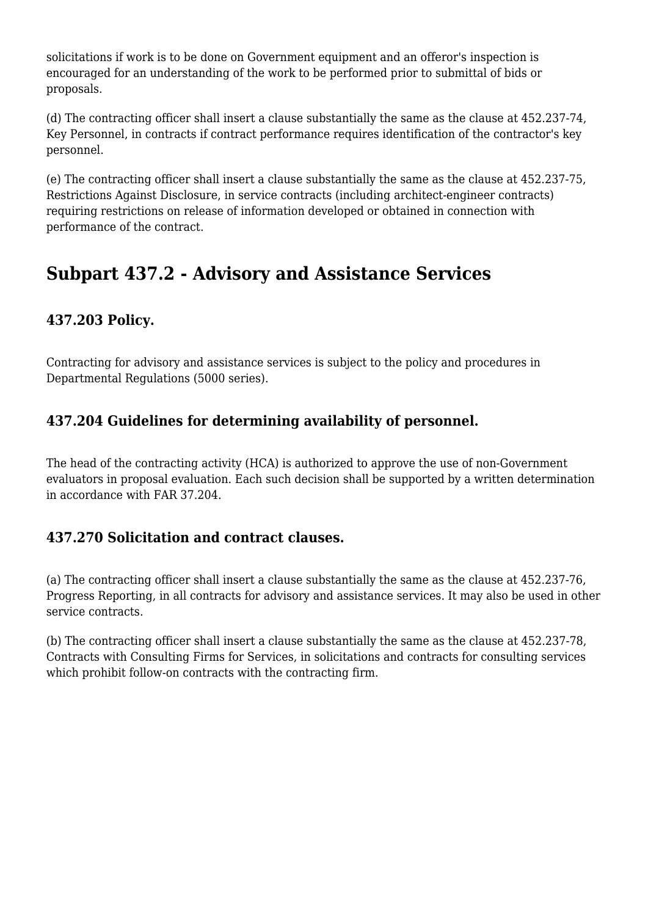solicitations if work is to be done on Government equipment and an offeror's inspection is encouraged for an understanding of the work to be performed prior to submittal of bids or proposals.

(d) The contracting officer shall insert a clause substantially the same as the clause at 452.237-74, Key Personnel, in contracts if contract performance requires identification of the contractor's key personnel.

(e) The contracting officer shall insert a clause substantially the same as the clause at 452.237-75, Restrictions Against Disclosure, in service contracts (including architect-engineer contracts) requiring restrictions on release of information developed or obtained in connection with performance of the contract.

## Subpart 437.2 - Advisory and Assistance Services

### 437.203 Policy.

Contracting for advisory and assistance services is subject to the policy and procedures in Departmental Regulations (5000 series).

### 437.204 Guidelines for determining availability of personnel.

The head of the contracting activity (HCA) is authorized to approve the use of non-Government evaluators in proposal evaluation. Each such decision shall be supported by a written determination in accordance with FAR 37.204.

### 437.270 Solicitation and contract clauses.

(a) The contracting officer shall insert a clause substantially the same as the clause at 452.237-76, Progress Reporting, in all contracts for advisory and assistance services. It may also be used in other service contracts.

(b) The contracting officer shall insert a clause substantially the same as the clause at 452.237-78, Contracts with Consulting Firms for Services, in solicitations and contracts for consulting services which prohibit follow-on contracts with the contracting firm.